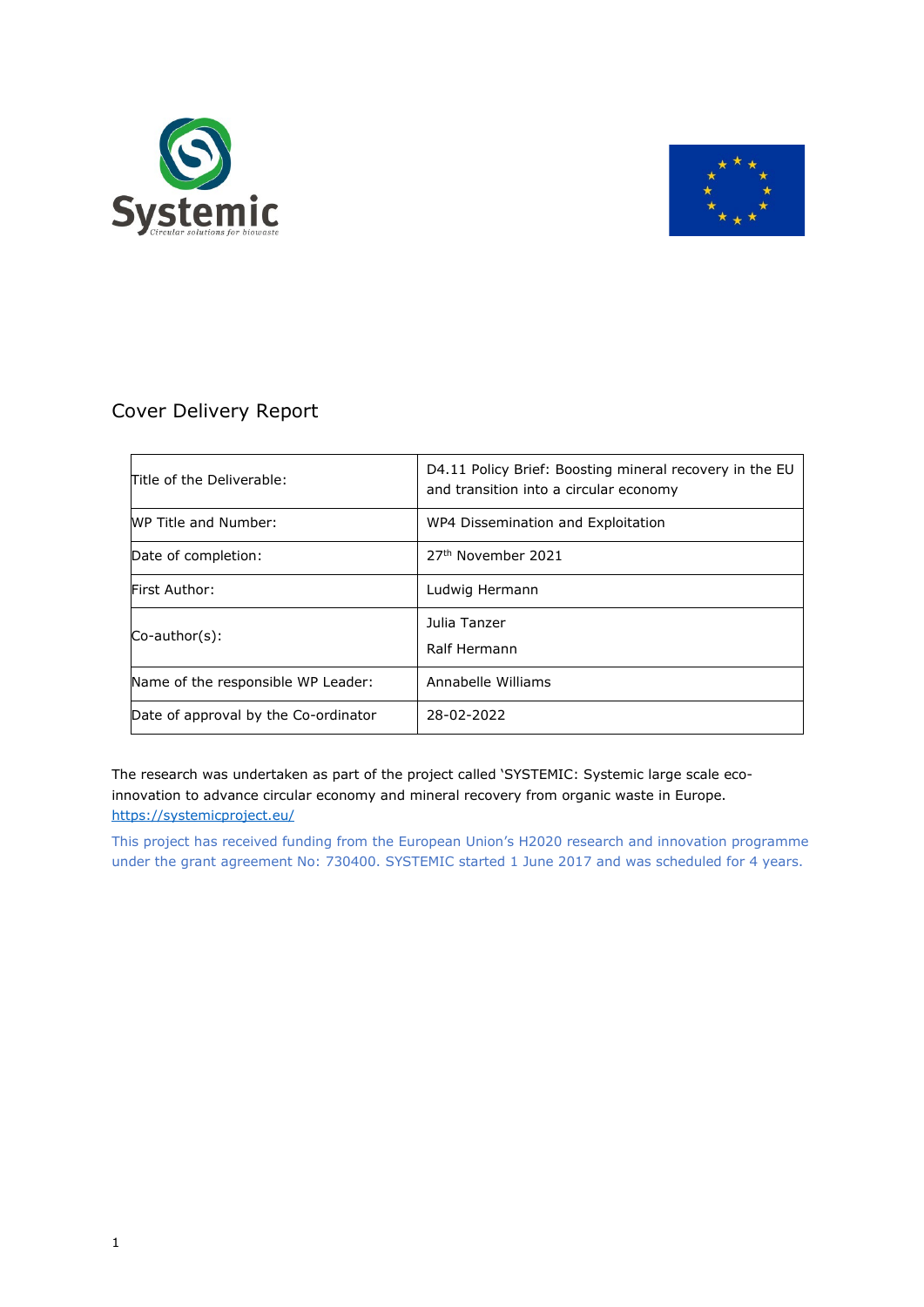## Cover Delivery Report

| Title of the Deliverable: | D4.11 Policy Brief: Boosting mineral recovery in the EU and transition into a circular economy |
| --- | --- |
| WP Title and Number: | WP4 Dissemination and Exploitation |
| Date of completion: | 27th November 2021 |
| First Author: | Ludwig Hermann |
| Co-author(s): | Julia Tanzer<br>Ralf Hermann |
| Name of the responsible WP Leader: | Annabelle Williams |
| Date of approval by the Co-ordinator | 28-02-2022 |

The research was undertaken as part of the project called 'SYSTEMIC: Systemic large scale eco-innovation to advance circular economy and mineral recovery from organic waste in Europe. https://systemicproject.eu/

This project has received funding from the European Union's H2020 research and innovation programme under the grant agreement No: 730400. SYSTEMIC started 1 June 2017 and was scheduled for 4 years.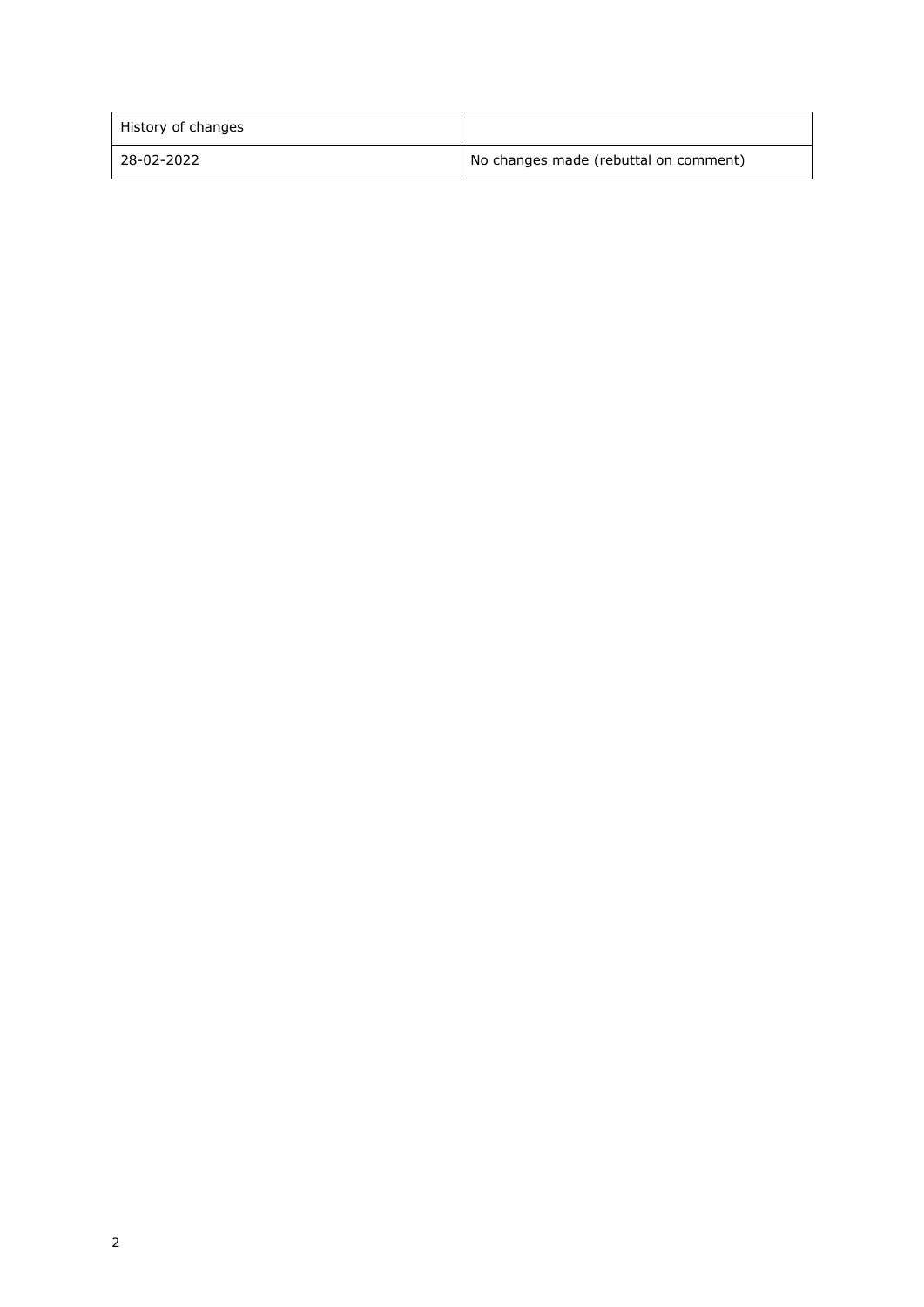| History of changes | |
|---|---|
| 28-02-2022 | No changes made (rebuttal on comment) |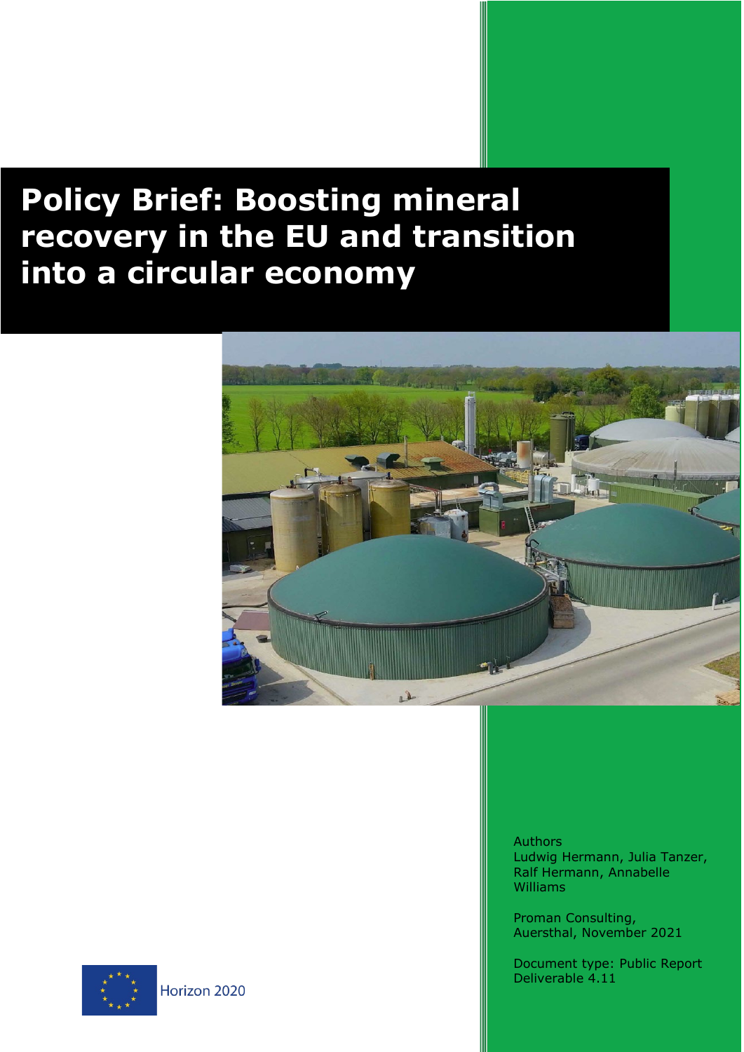# Policy Brief: Boosting mineral recovery in the EU and transition into a circular economy

Authors
Ludwig Hermann, Julia Tanzer, Ralf Hermann, Annabelle Williams

Proman Consulting,
Auersthal, November 2021

Document type: Public Report
Deliverable 4.11

Horizon 2020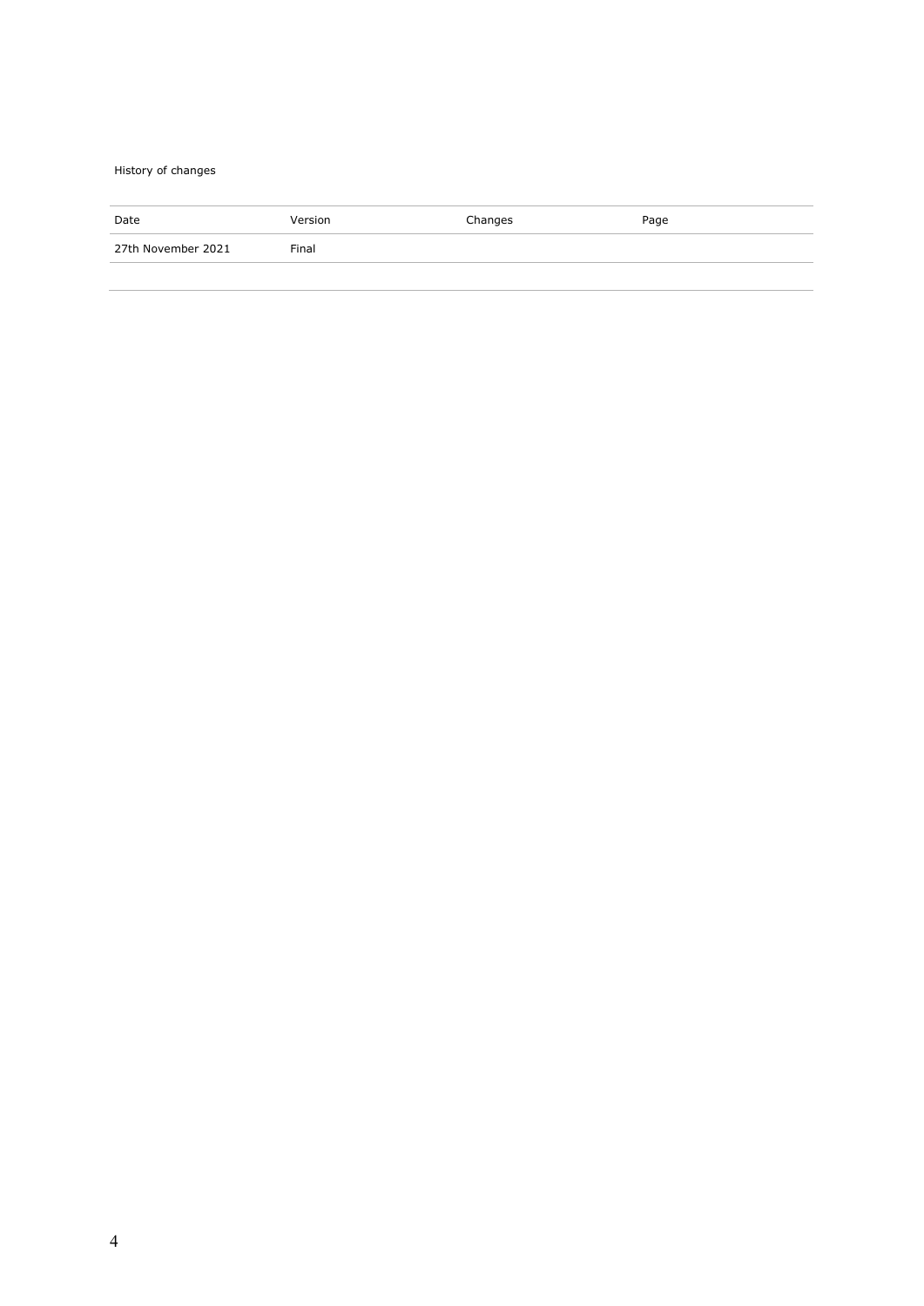History of changes

| Date | Version | Changes | Page |
| --- | --- | --- | --- |
| 27th November 2021 | Final | | |
| | | | |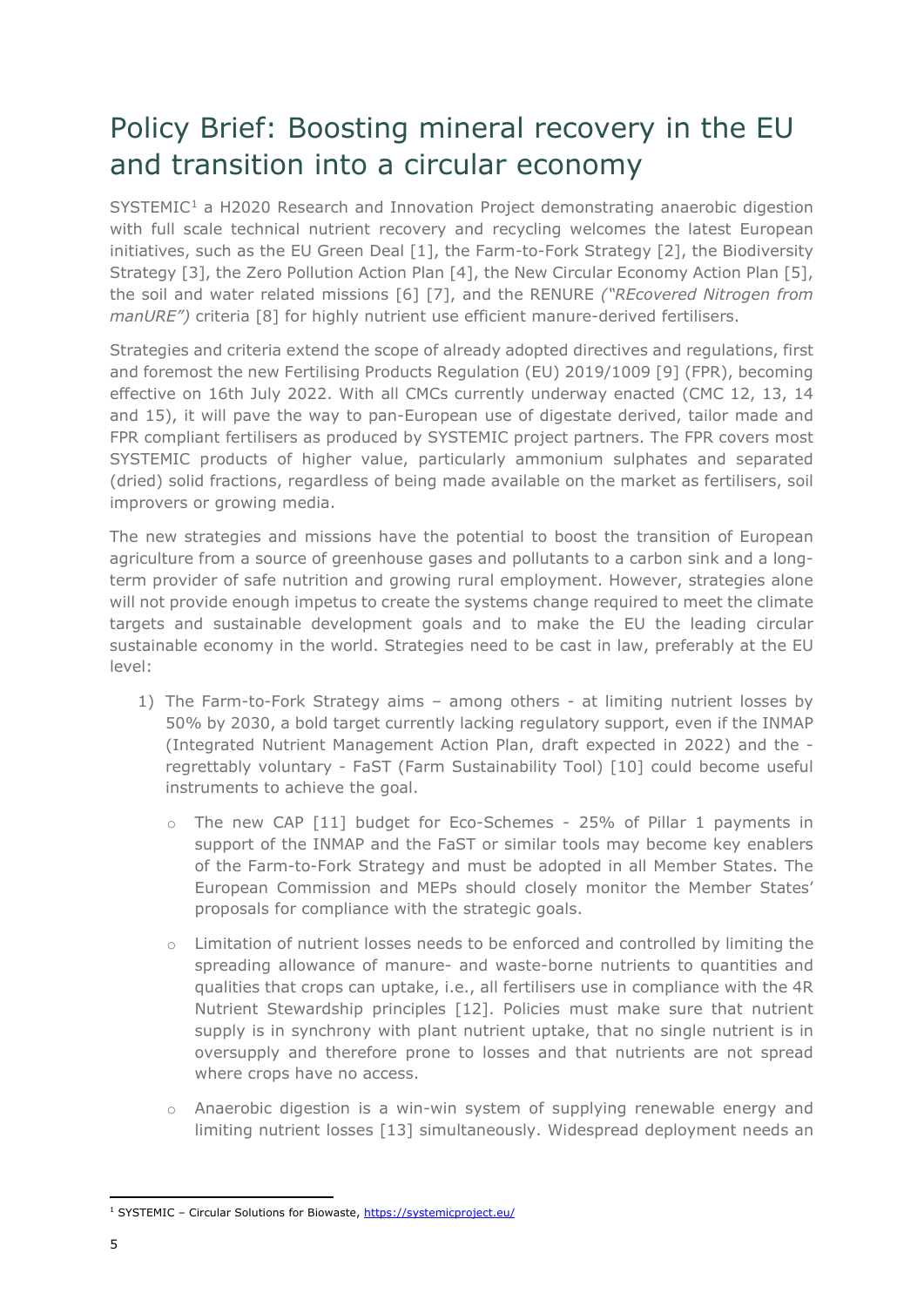# Policy Brief: Boosting mineral recovery in the EU and transition into a circular economy

SYSTEMIC[1] a H2020 Research and Innovation Project demonstrating anaerobic digestion with full scale technical nutrient recovery and recycling welcomes the latest European initiatives, such as the EU Green Deal [1], the Farm-to-Fork Strategy [2], the Biodiversity Strategy [3], the Zero Pollution Action Plan [4], the New Circular Economy Action Plan [5], the soil and water related missions [6] [7], and the RENURE *("REcovered Nitrogen from manURE")* criteria [8] for highly nutrient use efficient manure-derived fertilisers.

Strategies and criteria extend the scope of already adopted directives and regulations, first and foremost the new Fertilising Products Regulation (EU) 2019/1009 [9] (FPR), becoming effective on 16th July 2022. With all CMCs currently underway enacted (CMC 12, 13, 14 and 15), it will pave the way to pan-European use of digestate derived, tailor made and FPR compliant fertilisers as produced by SYSTEMIC project partners. The FPR covers most SYSTEMIC products of higher value, particularly ammonium sulphates and separated (dried) solid fractions, regardless of being made available on the market as fertilisers, soil improvers or growing media.

The new strategies and missions have the potential to boost the transition of European agriculture from a source of greenhouse gases and pollutants to a carbon sink and a long-term provider of safe nutrition and growing rural employment. However, strategies alone will not provide enough impetus to create the systems change required to meet the climate targets and sustainable development goals and to make the EU the leading circular sustainable economy in the world. Strategies need to be cast in law, preferably at the EU level:

1) The Farm-to-Fork Strategy aims – among others - at limiting nutrient losses by 50% by 2030, a bold target currently lacking regulatory support, even if the INMAP (Integrated Nutrient Management Action Plan, draft expected in 2022) and the - regrettably voluntary - FaST (Farm Sustainability Tool) [10] could become useful instruments to achieve the goal.
   - The new CAP [11] budget for Eco-Schemes - 25% of Pillar 1 payments in support of the INMAP and the FaST or similar tools may become key enablers of the Farm-to-Fork Strategy and must be adopted in all Member States. The European Commission and MEPs should closely monitor the Member States' proposals for compliance with the strategic goals.
   - Limitation of nutrient losses needs to be enforced and controlled by limiting the spreading allowance of manure- and waste-borne nutrients to quantities and qualities that crops can uptake, i.e., all fertilisers use in compliance with the 4R Nutrient Stewardship principles [12]. Policies must make sure that nutrient supply is in synchrony with plant nutrient uptake, that no single nutrient is in oversupply and therefore prone to losses and that nutrients are not spread where crops have no access.
   - Anaerobic digestion is a win-win system of supplying renewable energy and limiting nutrient losses [13] simultaneously. Widespread deployment needs an

[1] SYSTEMIC – Circular Solutions for Biowaste, https://systemicproject.eu/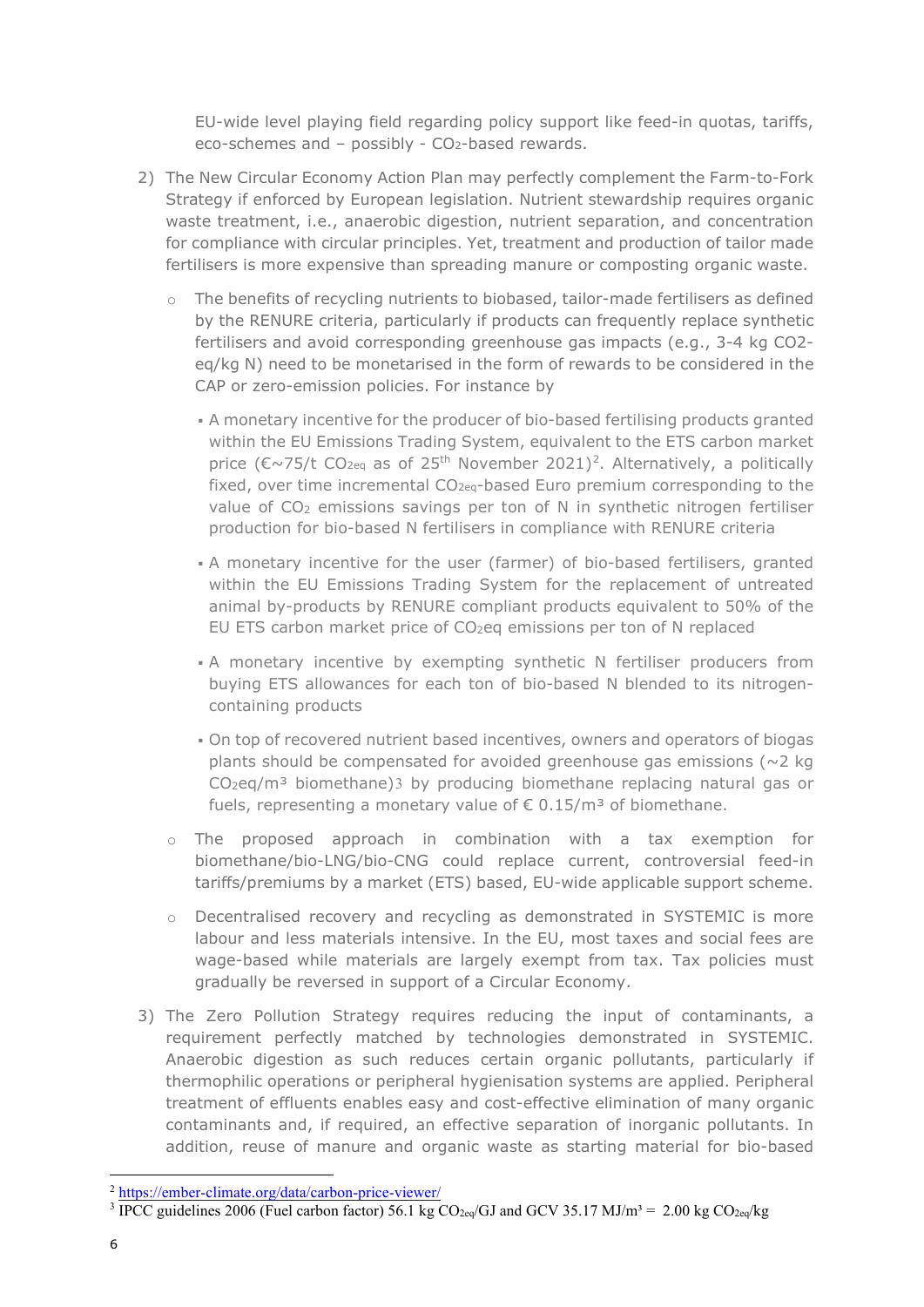EU-wide level playing field regarding policy support like feed-in quotas, tariffs, eco-schemes and – possibly - $CO_2$-based rewards.

2) The New Circular Economy Action Plan may perfectly complement the Farm-to-Fork Strategy if enforced by European legislation. Nutrient stewardship requires organic waste treatment, i.e., anaerobic digestion, nutrient separation, and concentration for compliance with circular principles. Yet, treatment and production of tailor made fertilisers is more expensive than spreading manure or composting organic waste.

   - The benefits of recycling nutrients to biobased, tailor-made fertilisers as defined by the RENURE criteria, particularly if products can frequently replace synthetic fertilisers and avoid corresponding greenhouse gas impacts (e.g., 3-4 kg CO2-eq/kg N) need to be monetarised in the form of rewards to be considered in the CAP or zero-emission policies. For instance by

     - A monetary incentive for the producer of bio-based fertilising products granted within the EU Emissions Trading System, equivalent to the ETS carbon market price (€~75/t $CO_{2eq}$ as of 25[th] November 2021)[2]. Alternatively, a politically fixed, over time incremental $CO_{2eq}$-based Euro premium corresponding to the value of $CO_2$ emissions savings per ton of N in synthetic nitrogen fertiliser production for bio-based N fertilisers in compliance with RENURE criteria

     - A monetary incentive for the user (farmer) of bio-based fertilisers, granted within the EU Emissions Trading System for the replacement of untreated animal by-products by RENURE compliant products equivalent to 50% of the EU ETS carbon market price of $CO_2$eq emissions per ton of N replaced

     - A monetary incentive by exempting synthetic N fertiliser producers from buying ETS allowances for each ton of bio-based N blended to its nitrogen-containing products

     - On top of recovered nutrient based incentives, owners and operators of biogas plants should be compensated for avoided greenhouse gas emissions (~2 kg $CO_2$eq/m³ biomethane)[3] by producing biomethane replacing natural gas or fuels, representing a monetary value of € 0.15/m³ of biomethane.

   - The proposed approach in combination with a tax exemption for biomethane/bio-LNG/bio-CNG could replace current, controversial feed-in tariffs/premiums by a market (ETS) based, EU-wide applicable support scheme.

   - Decentralised recovery and recycling as demonstrated in SYSTEMIC is more labour and less materials intensive. In the EU, most taxes and social fees are wage-based while materials are largely exempt from tax. Tax policies must gradually be reversed in support of a Circular Economy.

3) The Zero Pollution Strategy requires reducing the input of contaminants, a requirement perfectly matched by technologies demonstrated in SYSTEMIC. Anaerobic digestion as such reduces certain organic pollutants, particularly if thermophilic operations or peripheral hygienisation systems are applied. Peripheral treatment of effluents enables easy and cost-effective elimination of many organic contaminants and, if required, an effective separation of inorganic pollutants. In addition, reuse of manure and organic waste as starting material for bio-based

---

[2] https://ember-climate.org/data/carbon-price-viewer/

[3] IPCC guidelines 2006 (Fuel carbon factor) 56.1 kg $CO_{2eq}$/GJ and GCV 35.17 MJ/m³ = 2.00 kg $CO_{2eq}$/kg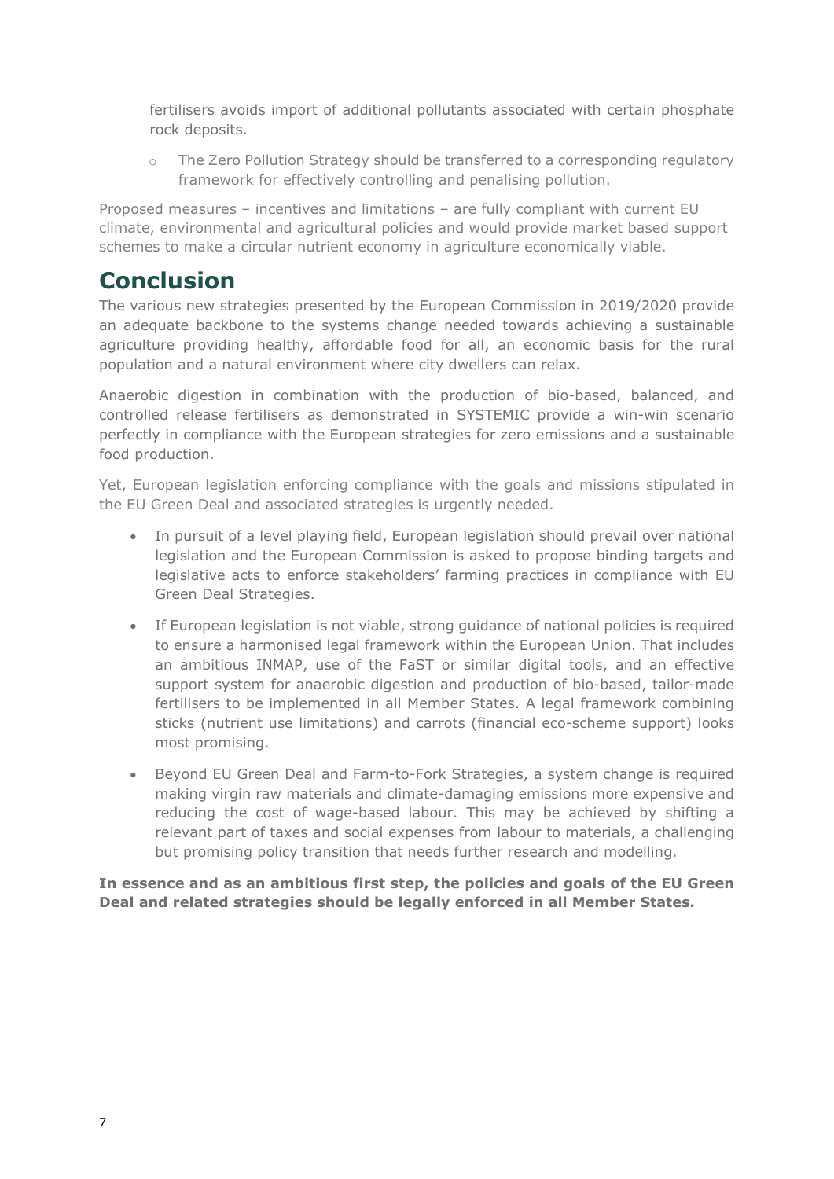fertilisers avoids import of additional pollutants associated with certain phosphate rock deposits.

  - The Zero Pollution Strategy should be transferred to a corresponding regulatory framework for effectively controlling and penalising pollution.

Proposed measures – incentives and limitations – are fully compliant with current EU climate, environmental and agricultural policies and would provide market based support schemes to make a circular nutrient economy in agriculture economically viable.

# Conclusion

The various new strategies presented by the European Commission in 2019/2020 provide an adequate backbone to the systems change needed towards achieving a sustainable agriculture providing healthy, affordable food for all, an economic basis for the rural population and a natural environment where city dwellers can relax.

Anaerobic digestion in combination with the production of bio-based, balanced, and controlled release fertilisers as demonstrated in SYSTEMIC provide a win-win scenario perfectly in compliance with the European strategies for zero emissions and a sustainable food production.

Yet, European legislation enforcing compliance with the goals and missions stipulated in the EU Green Deal and associated strategies is urgently needed.

- In pursuit of a level playing field, European legislation should prevail over national legislation and the European Commission is asked to propose binding targets and legislative acts to enforce stakeholders' farming practices in compliance with EU Green Deal Strategies.
- If European legislation is not viable, strong guidance of national policies is required to ensure a harmonised legal framework within the European Union. That includes an ambitious INMAP, use of the FaST or similar digital tools, and an effective support system for anaerobic digestion and production of bio-based, tailor-made fertilisers to be implemented in all Member States. A legal framework combining sticks (nutrient use limitations) and carrots (financial eco-scheme support) looks most promising.
- Beyond EU Green Deal and Farm-to-Fork Strategies, a system change is required making virgin raw materials and climate-damaging emissions more expensive and reducing the cost of wage-based labour. This may be achieved by shifting a relevant part of taxes and social expenses from labour to materials, a challenging but promising policy transition that needs further research and modelling.

**In essence and as an ambitious first step, the policies and goals of the EU Green Deal and related strategies should be legally enforced in all Member States.**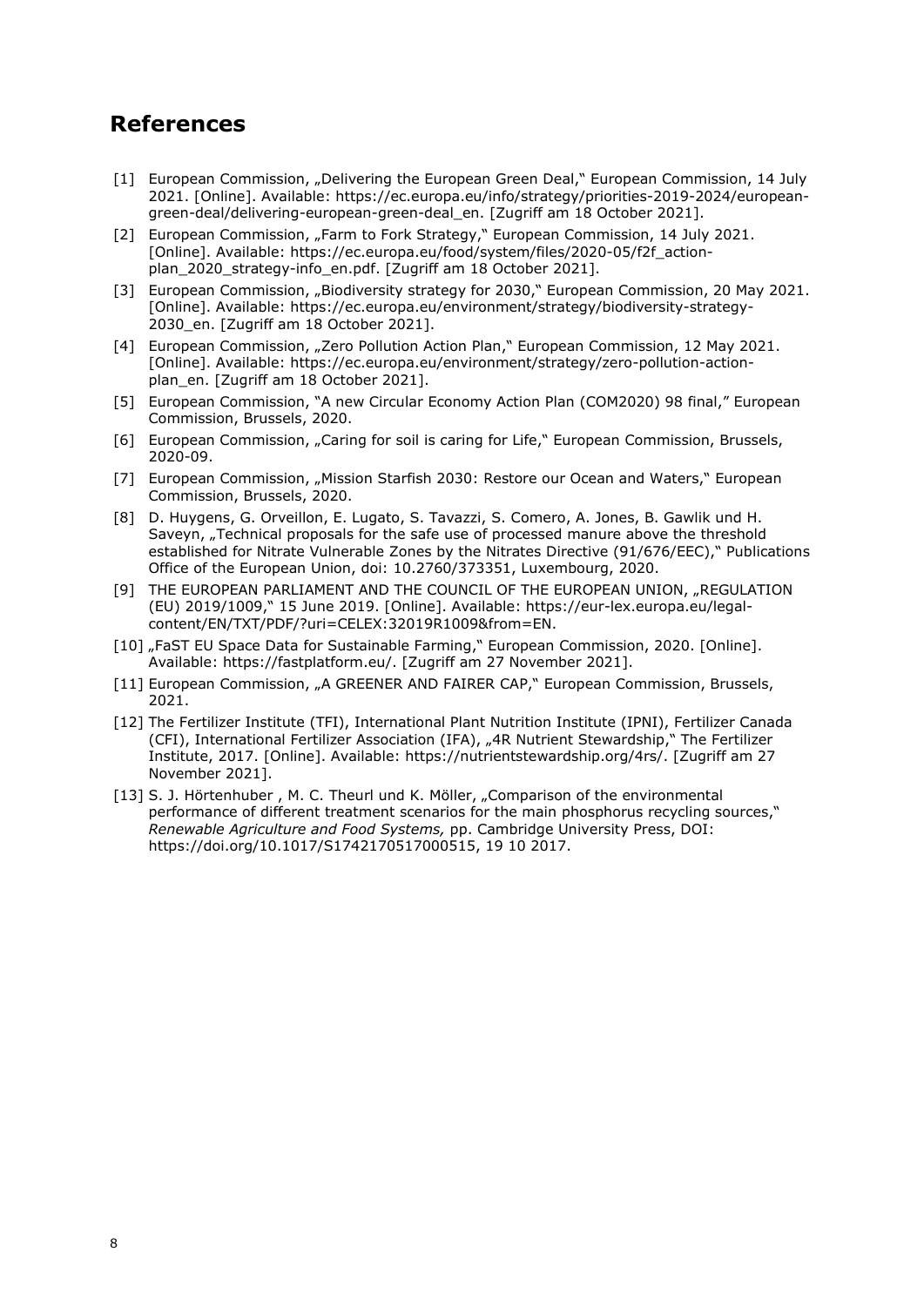## References

[1] European Commission, „Delivering the European Green Deal," European Commission, 14 July 2021. [Online]. Available: https://ec.europa.eu/info/strategy/priorities-2019-2024/european-green-deal/delivering-european-green-deal_en. [Zugriff am 18 October 2021].

[2] European Commission, „Farm to Fork Strategy," European Commission, 14 July 2021. [Online]. Available: https://ec.europa.eu/food/system/files/2020-05/f2f_action-plan_2020_strategy-info_en.pdf. [Zugriff am 18 October 2021].

[3] European Commission, „Biodiversity strategy for 2030," European Commission, 20 May 2021. [Online]. Available: https://ec.europa.eu/environment/strategy/biodiversity-strategy-2030_en. [Zugriff am 18 October 2021].

[4] European Commission, „Zero Pollution Action Plan," European Commission, 12 May 2021. [Online]. Available: https://ec.europa.eu/environment/strategy/zero-pollution-action-plan_en. [Zugriff am 18 October 2021].

[5] European Commission, "A new Circular Economy Action Plan (COM2020) 98 final," European Commission, Brussels, 2020.

[6] European Commission, „Caring for soil is caring for Life," European Commission, Brussels, 2020-09.

[7] European Commission, „Mission Starfish 2030: Restore our Ocean and Waters," European Commission, Brussels, 2020.

[8] D. Huygens, G. Orveillon, E. Lugato, S. Tavazzi, S. Comero, A. Jones, B. Gawlik und H. Saveyn, „Technical proposals for the safe use of processed manure above the threshold established for Nitrate Vulnerable Zones by the Nitrates Directive (91/676/EEC)," Publications Office of the European Union, doi: 10.2760/373351, Luxembourg, 2020.

[9] THE EUROPEAN PARLIAMENT AND THE COUNCIL OF THE EUROPEAN UNION, „REGULATION (EU) 2019/1009," 15 June 2019. [Online]. Available: https://eur-lex.europa.eu/legal-content/EN/TXT/PDF/?uri=CELEX:32019R1009&from=EN.

[10] „FaST EU Space Data for Sustainable Farming," European Commission, 2020. [Online]. Available: https://fastplatform.eu/. [Zugriff am 27 November 2021].

[11] European Commission, „A GREENER AND FAIRER CAP," European Commission, Brussels, 2021.

[12] The Fertilizer Institute (TFI), International Plant Nutrition Institute (IPNI), Fertilizer Canada (CFI), International Fertilizer Association (IFA), „4R Nutrient Stewardship," The Fertilizer Institute, 2017. [Online]. Available: https://nutrientstewardship.org/4rs/. [Zugriff am 27 November 2021].

[13] S. J. Hörtenhuber , M. C. Theurl und K. Möller, „Comparison of the environmental performance of different treatment scenarios for the main phosphorus recycling sources," *Renewable Agriculture and Food Systems,* pp. Cambridge University Press, DOI: https://doi.org/10.1017/S1742170517000515, 19 10 2017.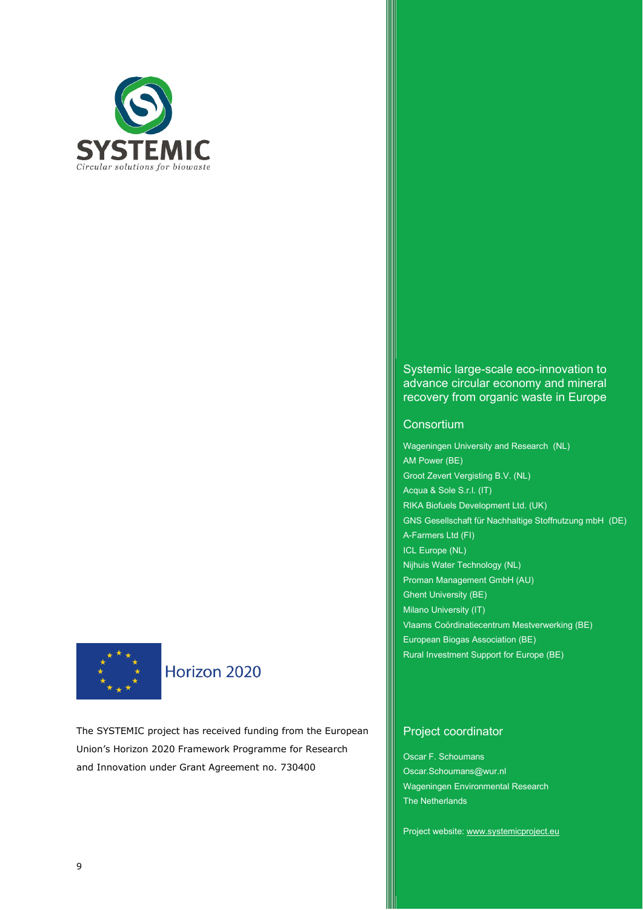SYSTEMIC

Circular solutions for biowaste

Horizon 2020

The SYSTEMIC project has received funding from the European Union's Horizon 2020 Framework Programme for Research and Innovation under Grant Agreement no. 730400

Systemic large-scale eco-innovation to advance circular economy and mineral recovery from organic waste in Europe

## Consortium

Wageningen University and Research (NL)
AM Power (BE)
Groot Zevert Vergisting B.V. (NL)
Acqua & Sole S.r.l. (IT)
RIKA Biofuels Development Ltd. (UK)
GNS Gesellschaft für Nachhaltige Stoffnutzung mbH (DE)
A-Farmers Ltd (FI)
ICL Europe (NL)
Nijhuis Water Technology (NL)
Proman Management GmbH (AU)
Ghent University (BE)
Milano University (IT)
Vlaams Coördinatiecentrum Mestverwerking (BE)
European Biogas Association (BE)
Rural Investment Support for Europe (BE)

## Project coordinator

Oscar F. Schoumans
Oscar.Schoumans@wur.nl
Wageningen Environmental Research
The Netherlands

Project website: www.systemicproject.eu